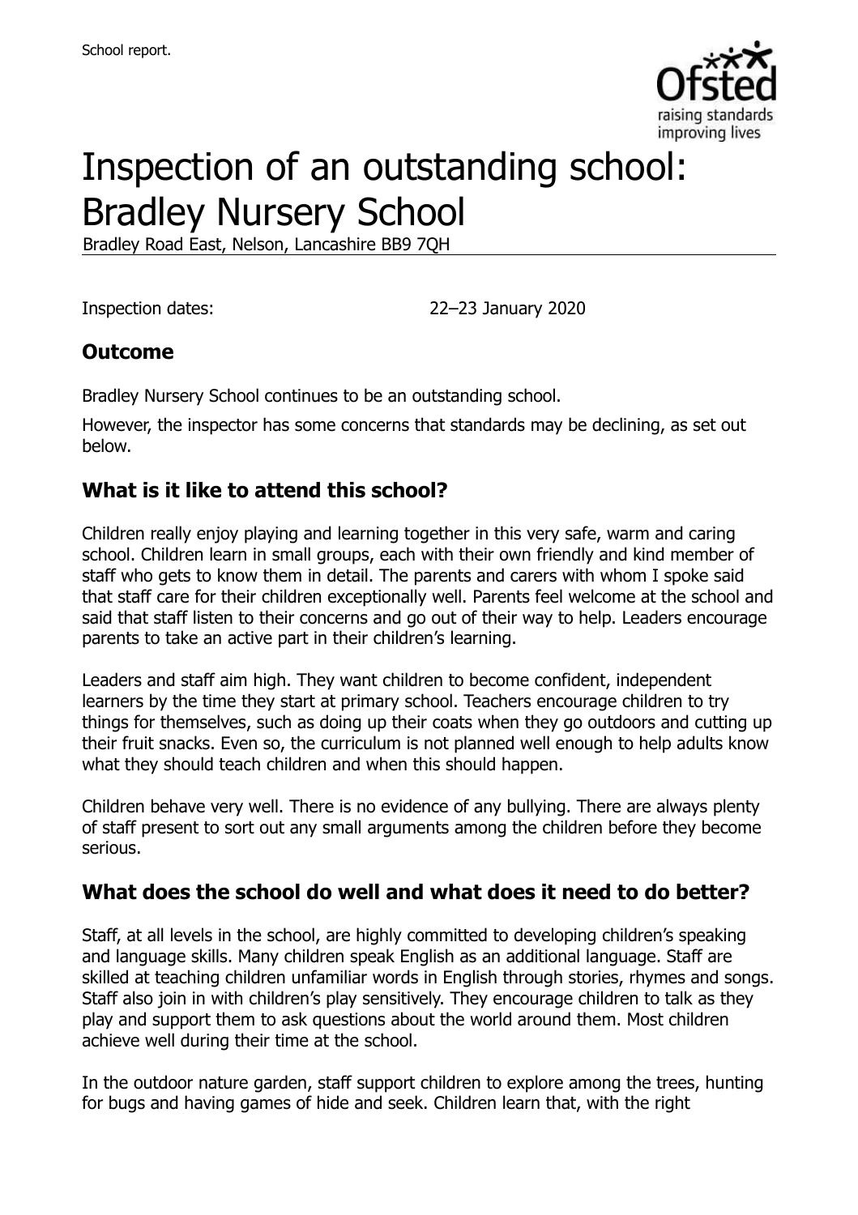# Inspection of an outstanding school: Bradley Nursery School

Bradley Road East, Nelson, Lancashire BB9 7QH

Inspection dates: 22–23 January 2020

## Outcome

Bradley Nursery School continues to be an outstanding school.

However, the inspector has some concerns that standards may be declining, as set out below.

## What is it like to attend this school?

Children really enjoy playing and learning together in this very safe, warm and caring school. Children learn in small groups, each with their own friendly and kind member of staff who gets to know them in detail. The parents and carers with whom I spoke said that staff care for their children exceptionally well. Parents feel welcome at the school and said that staff listen to their concerns and go out of their way to help. Leaders encourage parents to take an active part in their children's learning.

Leaders and staff aim high. They want children to become confident, independent learners by the time they start at primary school. Teachers encourage children to try things for themselves, such as doing up their coats when they go outdoors and cutting up their fruit snacks. Even so, the curriculum is not planned well enough to help adults know what they should teach children and when this should happen.

Children behave very well. There is no evidence of any bullying. There are always plenty of staff present to sort out any small arguments among the children before they become serious.

## What does the school do well and what does it need to do better?

Staff, at all levels in the school, are highly committed to developing children's speaking and language skills. Many children speak English as an additional language. Staff are skilled at teaching children unfamiliar words in English through stories, rhymes and songs. Staff also join in with children's play sensitively. They encourage children to talk as they play and support them to ask questions about the world around them. Most children achieve well during their time at the school.

In the outdoor nature garden, staff support children to explore among the trees, hunting for bugs and having games of hide and seek. Children learn that, with the right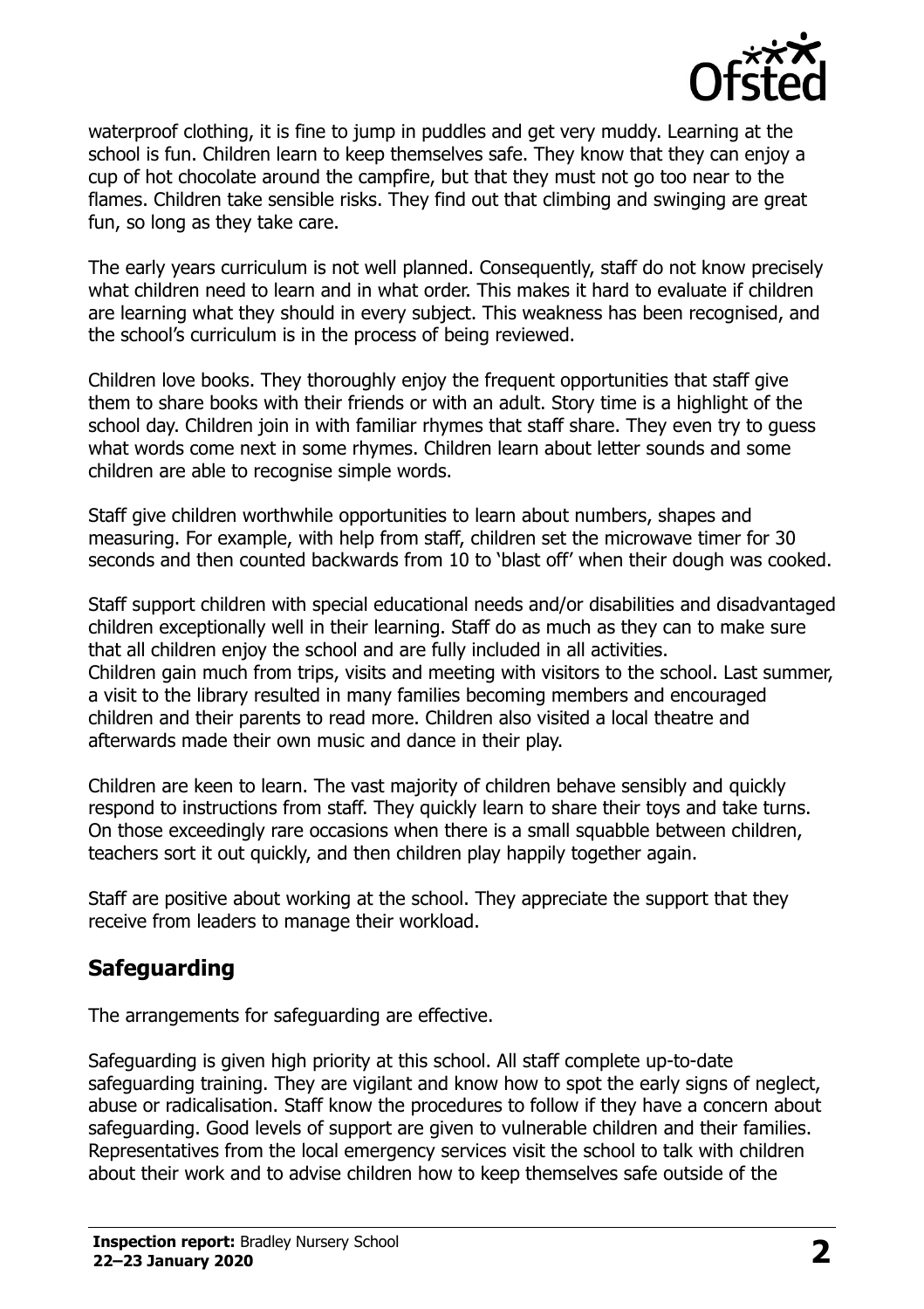waterproof clothing, it is fine to jump in puddles and get very muddy. Learning at the school is fun. Children learn to keep themselves safe. They know that they can enjoy a cup of hot chocolate around the campfire, but that they must not go too near to the flames. Children take sensible risks. They find out that climbing and swinging are great fun, so long as they take care.

The early years curriculum is not well planned. Consequently, staff do not know precisely what children need to learn and in what order. This makes it hard to evaluate if children are learning what they should in every subject. This weakness has been recognised, and the school's curriculum is in the process of being reviewed.

Children love books. They thoroughly enjoy the frequent opportunities that staff give them to share books with their friends or with an adult. Story time is a highlight of the school day. Children join in with familiar rhymes that staff share. They even try to guess what words come next in some rhymes. Children learn about letter sounds and some children are able to recognise simple words.

Staff give children worthwhile opportunities to learn about numbers, shapes and measuring. For example, with help from staff, children set the microwave timer for 30 seconds and then counted backwards from 10 to 'blast off' when their dough was cooked.

Staff support children with special educational needs and/or disabilities and disadvantaged children exceptionally well in their learning. Staff do as much as they can to make sure that all children enjoy the school and are fully included in all activities.
Children gain much from trips, visits and meeting with visitors to the school. Last summer, a visit to the library resulted in many families becoming members and encouraged children and their parents to read more. Children also visited a local theatre and afterwards made their own music and dance in their play.

Children are keen to learn. The vast majority of children behave sensibly and quickly respond to instructions from staff. They quickly learn to share their toys and take turns. On those exceedingly rare occasions when there is a small squabble between children, teachers sort it out quickly, and then children play happily together again.

Staff are positive about working at the school. They appreciate the support that they receive from leaders to manage their workload.

## Safeguarding

The arrangements for safeguarding are effective.

Safeguarding is given high priority at this school. All staff complete up-to-date safeguarding training. They are vigilant and know how to spot the early signs of neglect, abuse or radicalisation. Staff know the procedures to follow if they have a concern about safeguarding. Good levels of support are given to vulnerable children and their families. Representatives from the local emergency services visit the school to talk with children about their work and to advise children how to keep themselves safe outside of the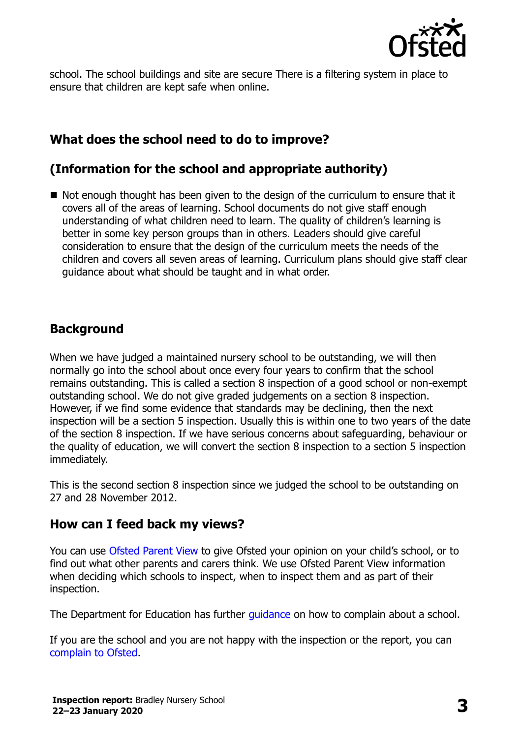school. The school buildings and site are secure There is a filtering system in place to ensure that children are kept safe when online.

## What does the school need to do to improve?

## (Information for the school and appropriate authority)

- Not enough thought has been given to the design of the curriculum to ensure that it covers all of the areas of learning. School documents do not give staff enough understanding of what children need to learn. The quality of children's learning is better in some key person groups than in others. Leaders should give careful consideration to ensure that the design of the curriculum meets the needs of the children and covers all seven areas of learning. Curriculum plans should give staff clear guidance about what should be taught and in what order.

## Background

When we have judged a maintained nursery school to be outstanding, we will then normally go into the school about once every four years to confirm that the school remains outstanding. This is called a section 8 inspection of a good school or non-exempt outstanding school. We do not give graded judgements on a section 8 inspection. However, if we find some evidence that standards may be declining, then the next inspection will be a section 5 inspection. Usually this is within one to two years of the date of the section 8 inspection. If we have serious concerns about safeguarding, behaviour or the quality of education, we will convert the section 8 inspection to a section 5 inspection immediately.

This is the second section 8 inspection since we judged the school to be outstanding on 27 and 28 November 2012.

## How can I feed back my views?

You can use Ofsted Parent View to give Ofsted your opinion on your child's school, or to find out what other parents and carers think. We use Ofsted Parent View information when deciding which schools to inspect, when to inspect them and as part of their inspection.

The Department for Education has further guidance on how to complain about a school.

If you are the school and you are not happy with the inspection or the report, you can complain to Ofsted.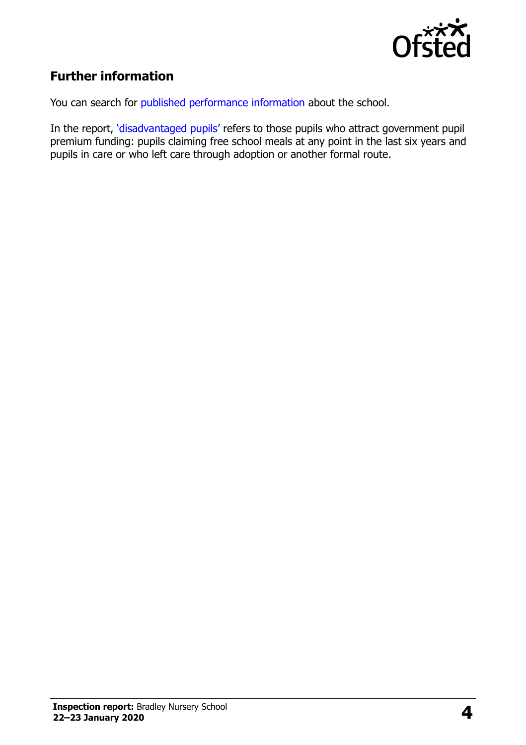## Further information

You can search for published performance information about the school.

In the report, 'disadvantaged pupils' refers to those pupils who attract government pupil premium funding: pupils claiming free school meals at any point in the last six years and pupils in care or who left care through adoption or another formal route.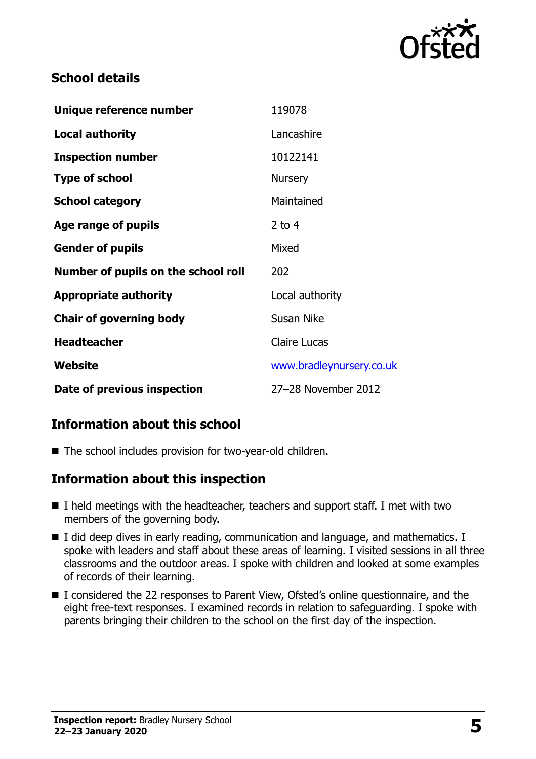## School details

| | |
|---|---|
| **Unique reference number** | 119078 |
| **Local authority** | Lancashire |
| **Inspection number** | 10122141 |
| **Type of school** | Nursery |
| **School category** | Maintained |
| **Age range of pupils** | 2 to 4 |
| **Gender of pupils** | Mixed |
| **Number of pupils on the school roll** | 202 |
| **Appropriate authority** | Local authority |
| **Chair of governing body** | Susan Nike |
| **Headteacher** | Claire Lucas |
| **Website** | www.bradleynursery.co.uk |
| **Date of previous inspection** | 27–28 November 2012 |

## Information about this school

- The school includes provision for two-year-old children.

## Information about this inspection

- I held meetings with the headteacher, teachers and support staff. I met with two members of the governing body.
- I did deep dives in early reading, communication and language, and mathematics. I spoke with leaders and staff about these areas of learning. I visited sessions in all three classrooms and the outdoor areas. I spoke with children and looked at some examples of records of their learning.
- I considered the 22 responses to Parent View, Ofsted's online questionnaire, and the eight free-text responses. I examined records in relation to safeguarding. I spoke with parents bringing their children to the school on the first day of the inspection.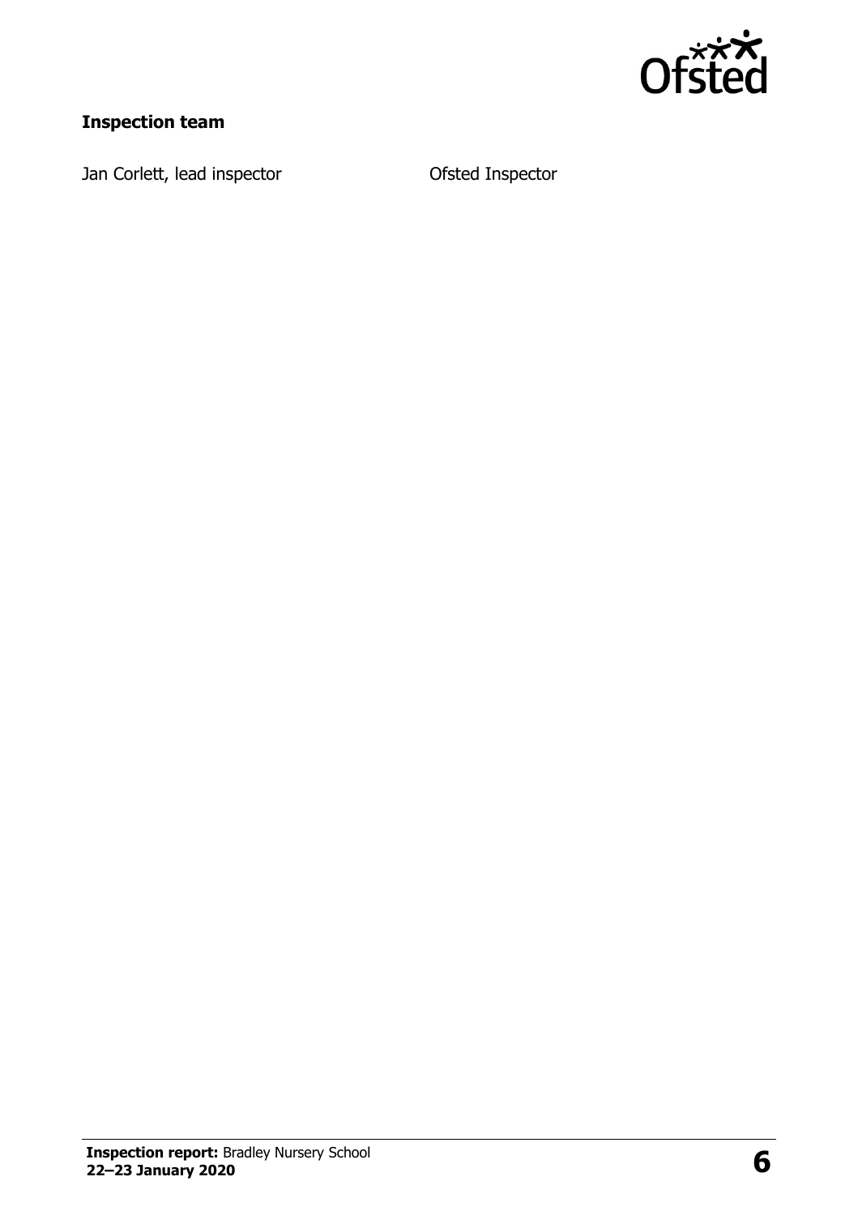### Inspection team

| | |
|---|---|
| Jan Corlett, lead inspector | Ofsted Inspector |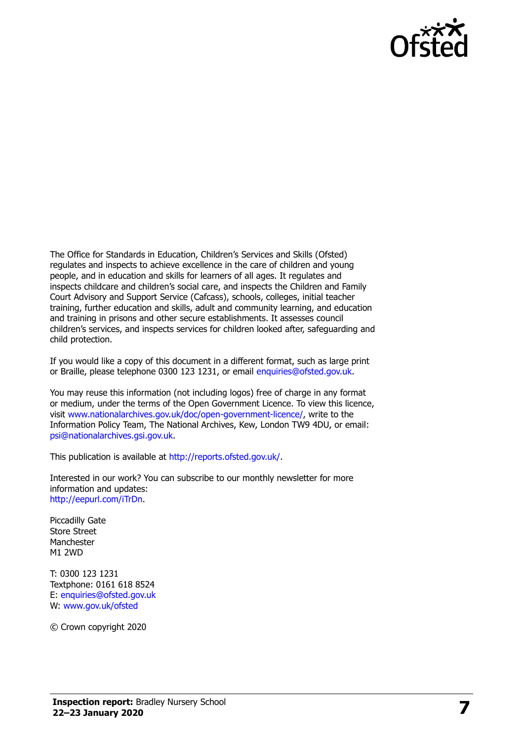The Office for Standards in Education, Children's Services and Skills (Ofsted) regulates and inspects to achieve excellence in the care of children and young people, and in education and skills for learners of all ages. It regulates and inspects childcare and children's social care, and inspects the Children and Family Court Advisory and Support Service (Cafcass), schools, colleges, initial teacher training, further education and skills, adult and community learning, and education and training in prisons and other secure establishments. It assesses council children's services, and inspects services for children looked after, safeguarding and child protection.

If you would like a copy of this document in a different format, such as large print or Braille, please telephone 0300 123 1231, or email enquiries@ofsted.gov.uk.

You may reuse this information (not including logos) free of charge in any format or medium, under the terms of the Open Government Licence. To view this licence, visit www.nationalarchives.gov.uk/doc/open-government-licence/, write to the Information Policy Team, The National Archives, Kew, London TW9 4DU, or email: psi@nationalarchives.gsi.gov.uk.

This publication is available at http://reports.ofsted.gov.uk/.

Interested in our work? You can subscribe to our monthly newsletter for more information and updates: http://eepurl.com/iTrDn.

Piccadilly Gate
Store Street
Manchester
M1 2WD

T: 0300 123 1231
Textphone: 0161 618 8524
E: enquiries@ofsted.gov.uk
W: www.gov.uk/ofsted

© Crown copyright 2020